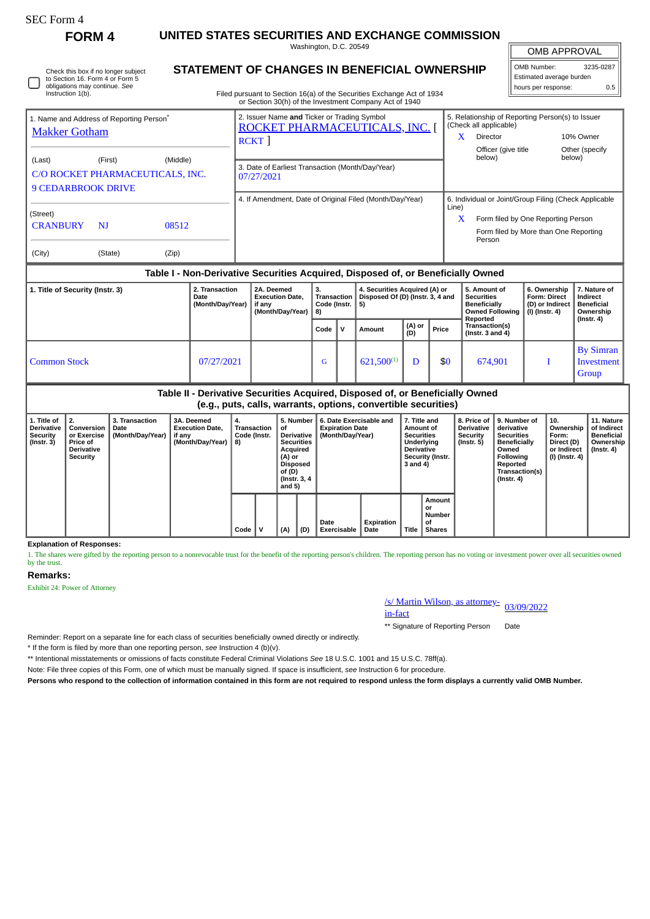SEC Form 4

**FORM 4**

# UNITED STATES SECURITIES AND EXCHANGE COMMISSION

Washington, D.C. 20549

## STATEMENT OF CHANGES IN BENEFICIAL OWNERSHIP

Filed pursuant to Section 16(a) of the Securities Exchange Act of 1934 or Section 30(h) of the Investment Company Act of 1940

| OMB APPROVAL | |
|---|---|
| OMB Number: | 3235-0287 |
| Estimated average burden | |
| hours per response: | 0.5 |

☐ Check this box if no longer subject to Section 16. Form 4 or Form 5 obligations may continue. *See* Instruction 1(b).

**1. Name and Address of Reporting Person***

Makker Gotham

(Last) (First) (Middle)

C/O ROCKET PHARMACEUTICALS, INC.
9 CEDARBROOK DRIVE

(Street)

CRANBURY NJ 08512

(City) (State) (Zip)

**2. Issuer Name and Ticker or Trading Symbol**

ROCKET PHARMACEUTICALS, INC. [ RCKT ]

**3. Date of Earliest Transaction (Month/Day/Year)**

07/27/2021

**4. If Amendment, Date of Original Filed (Month/Day/Year)**

**5. Relationship of Reporting Person(s) to Issuer (Check all applicable)**

X Director
10% Owner
Officer (give title below)
Other (specify below)

**6. Individual or Joint/Group Filing (Check Applicable Line)**

X Form filed by One Reporting Person
Form filed by More than One Reporting Person

### Table I - Non-Derivative Securities Acquired, Disposed of, or Beneficially Owned

| 1. Title of Security (Instr. 3) | 2. Transaction Date (Month/Day/Year) | 2A. Deemed Execution Date, if any (Month/Day/Year) | 3. Transaction Code (Instr. 8) | | 4. Securities Acquired (A) or Disposed Of (D) (Instr. 3, 4 and 5) | | | 5. Amount of Securities Beneficially Owned Following Reported Transaction(s) (Instr. 3 and 4) | 6. Ownership Form: Direct (D) or Indirect (I) (Instr. 4) | 7. Nature of Indirect Beneficial Ownership (Instr. 4) |
|---|---|---|---|---|---|---|---|---|---|---|
| | | | Code | V | Amount | (A) or (D) | Price | | | |
| Common Stock | 07/27/2021 | | G | | 621,500[(1)] | D | $0 | 674,901 | I | By Simran Investment Group |

### Table II - Derivative Securities Acquired, Disposed of, or Beneficially Owned (e.g., puts, calls, warrants, options, convertible securities)

| 1. Title of Derivative Security (Instr. 3) | 2. Conversion or Exercise Price of Derivative Security | 3. Transaction Date (Month/Day/Year) | 3A. Deemed Execution Date, if any (Month/Day/Year) | 4. Transaction Code (Instr. 8) | | 5. Number of Derivative Securities Acquired (A) or Disposed of (D) (Instr. 3, 4 and 5) | | 6. Date Exercisable and Expiration Date (Month/Day/Year) | | 7. Title and Amount of Securities Underlying Derivative Security (Instr. 3 and 4) | | 8. Price of Derivative Security (Instr. 5) | 9. Number of derivative Securities Beneficially Owned Following Reported Transaction(s) (Instr. 4) | 10. Ownership Form: Direct (D) or Indirect (I) (Instr. 4) | 11. Nature of Indirect Beneficial Ownership (Instr. 4) |
|---|---|---|---|---|---|---|---|---|---|---|---|---|---|---|---|
| | | | | Code | V | (A) | (D) | Date Exercisable | Expiration Date | Title | Amount or Number of Shares | | | | |

**Explanation of Responses:**

1. The shares were gifted by the reporting person to a nonrevocable trust for the benefit of the reporting person's children. The reporting person has no voting or investment power over all securities owned by the trust.

**Remarks:**

Exhibit 24: Power of Attorney

/s/ Martin Wilson, as attorney-in-fact 03/09/2022

** Signature of Reporting Person Date

Reminder: Report on a separate line for each class of securities beneficially owned directly or indirectly.

* If the form is filed by more than one reporting person, *see* Instruction 4 (b)(v).

** Intentional misstatements or omissions of facts constitute Federal Criminal Violations *See* 18 U.S.C. 1001 and 15 U.S.C. 78ff(a).

Note: File three copies of this Form, one of which must be manually signed. If space is insufficient, *see* Instruction 6 for procedure.

**Persons who respond to the collection of information contained in this form are not required to respond unless the form displays a currently valid OMB Number.**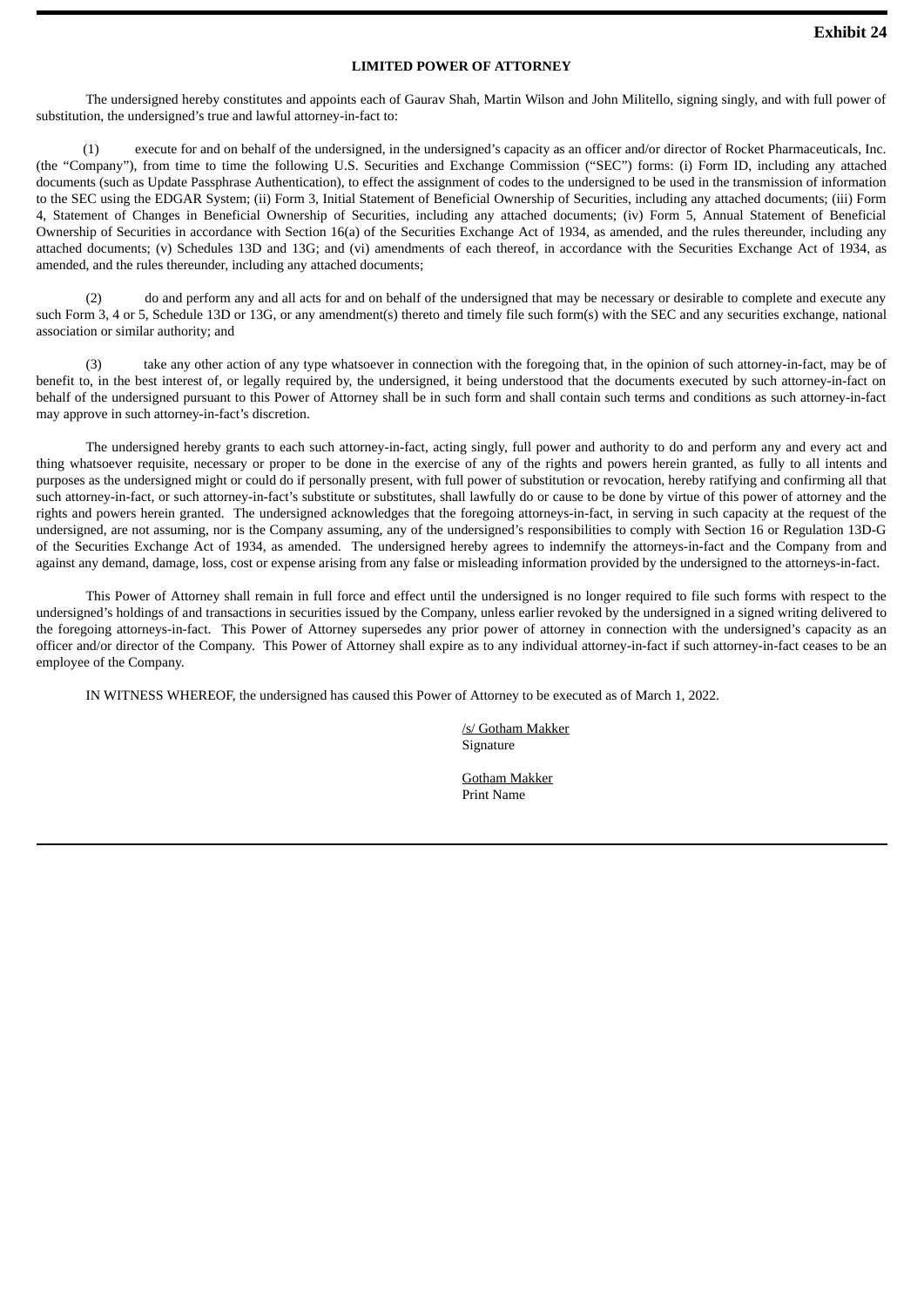**Exhibit 24**

**LIMITED POWER OF ATTORNEY**

The undersigned hereby constitutes and appoints each of Gaurav Shah, Martin Wilson and John Militello, signing singly, and with full power of substitution, the undersigned's true and lawful attorney-in-fact to:

(1) execute for and on behalf of the undersigned, in the undersigned's capacity as an officer and/or director of Rocket Pharmaceuticals, Inc. (the "Company"), from time to time the following U.S. Securities and Exchange Commission ("SEC") forms: (i) Form ID, including any attached documents (such as Update Passphrase Authentication), to effect the assignment of codes to the undersigned to be used in the transmission of information to the SEC using the EDGAR System; (ii) Form 3, Initial Statement of Beneficial Ownership of Securities, including any attached documents; (iii) Form 4, Statement of Changes in Beneficial Ownership of Securities, including any attached documents; (iv) Form 5, Annual Statement of Beneficial Ownership of Securities in accordance with Section 16(a) of the Securities Exchange Act of 1934, as amended, and the rules thereunder, including any attached documents; (v) Schedules 13D and 13G; and (vi) amendments of each thereof, in accordance with the Securities Exchange Act of 1934, as amended, and the rules thereunder, including any attached documents;

(2) do and perform any and all acts for and on behalf of the undersigned that may be necessary or desirable to complete and execute any such Form 3, 4 or 5, Schedule 13D or 13G, or any amendment(s) thereto and timely file such form(s) with the SEC and any securities exchange, national association or similar authority; and

(3) take any other action of any type whatsoever in connection with the foregoing that, in the opinion of such attorney-in-fact, may be of benefit to, in the best interest of, or legally required by, the undersigned, it being understood that the documents executed by such attorney-in-fact on behalf of the undersigned pursuant to this Power of Attorney shall be in such form and shall contain such terms and conditions as such attorney-in-fact may approve in such attorney-in-fact's discretion.

The undersigned hereby grants to each such attorney-in-fact, acting singly, full power and authority to do and perform any and every act and thing whatsoever requisite, necessary or proper to be done in the exercise of any of the rights and powers herein granted, as fully to all intents and purposes as the undersigned might or could do if personally present, with full power of substitution or revocation, hereby ratifying and confirming all that such attorney-in-fact, or such attorney-in-fact's substitute or substitutes, shall lawfully do or cause to be done by virtue of this power of attorney and the rights and powers herein granted. The undersigned acknowledges that the foregoing attorneys-in-fact, in serving in such capacity at the request of the undersigned, are not assuming, nor is the Company assuming, any of the undersigned's responsibilities to comply with Section 16 or Regulation 13D-G of the Securities Exchange Act of 1934, as amended. The undersigned hereby agrees to indemnify the attorneys-in-fact and the Company from and against any demand, damage, loss, cost or expense arising from any false or misleading information provided by the undersigned to the attorneys-in-fact.

This Power of Attorney shall remain in full force and effect until the undersigned is no longer required to file such forms with respect to the undersigned's holdings of and transactions in securities issued by the Company, unless earlier revoked by the undersigned in a signed writing delivered to the foregoing attorneys-in-fact. This Power of Attorney supersedes any prior power of attorney in connection with the undersigned's capacity as an officer and/or director of the Company. This Power of Attorney shall expire as to any individual attorney-in-fact if such attorney-in-fact ceases to be an employee of the Company.

IN WITNESS WHEREOF, the undersigned has caused this Power of Attorney to be executed as of March 1, 2022.

/s/ Gotham Makker
Signature

Gotham Makker
Print Name